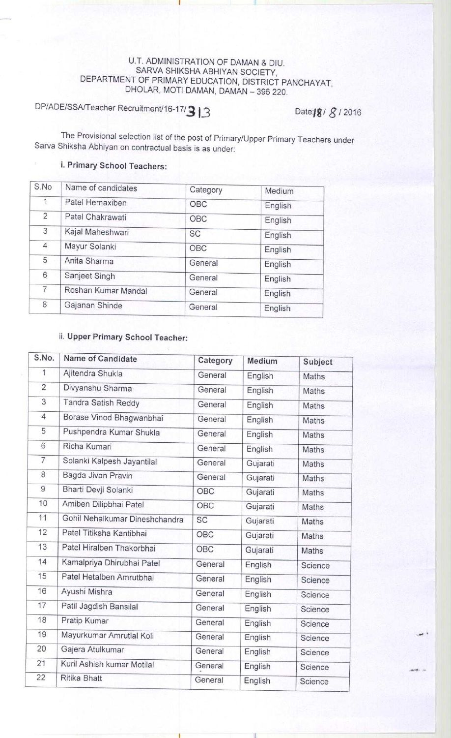U.T. ADMINISTRATION OF DAMAN & DIU.
SARVA SHIKSHA ABHIYAN SOCIETY,
DEPARTMENT OF PRIMARY EDUCATION, DISTRICT PANCHAYAT,
DHOLAR, MOTI DAMAN, DAMAN – 396 220.

DP/ADE/SSA/Teacher Recruitment/16-17/313 Date:18/ 8 / 2016

The Provisional selection list of the post of Primary/Upper Primary Teachers under Sarva Shiksha Abhiyan on contractual basis is as under:

**i. Primary School Teachers:**

| S.No | Name of candidates | Category | Medium |
|---|---|---|---|
| 1 | Patel Hemaxiben | OBC | English |
| 2 | Patel Chakrawati | OBC | English |
| 3 | Kajal Maheshwari | SC | English |
| 4 | Mayur Solanki | OBC | English |
| 5 | Anita Sharma | General | English |
| 6 | Sanjeet Singh | General | English |
| 7 | Roshan Kumar Mandal | General | English |
| 8 | Gajanan Shinde | General | English |

ii. **Upper Primary School Teacher:**

| S.No. | Name of Candidate | Category | Medium | Subject |
|---|---|---|---|---|
| 1 | Ajitendra Shukla | General | English | Maths |
| 2 | Divyanshu Sharma | General | English | Maths |
| 3 | Tandra Satish Reddy | General | English | Maths |
| 4 | Borase Vinod Bhagwanbhai | General | English | Maths |
| 5 | Pushpendra Kumar Shukla | General | English | Maths |
| 6 | Richa Kumari | General | English | Maths |
| 7 | Solanki Kalpesh Jayantilal | General | Gujarati | Maths |
| 8 | Bagda Jivan Pravin | General | Gujarati | Maths |
| 9 | Bharti Devji Solanki | OBC | Gujarati | Maths |
| 10 | Amiben Dilipbhai Patel | OBC | Gujarati | Maths |
| 11 | Gohil Nehalkumar Dineshchandra | SC | Gujarati | Maths |
| 12 | Patel Titiksha Kantibhai | OBC | Gujarati | Maths |
| 13 | Patel Hiralben Thakorbhai | OBC | Gujarati | Maths |
| 14 | Kamalpriya Dhirubhai Patel | General | English | Science |
| 15 | Patel Hetalben Amrutbhai | General | English | Science |
| 16 | Ayushi Mishra | General | English | Science |
| 17 | Patil Jagdish Bansilal | General | English | Science |
| 18 | Pratip Kumar | General | English | Science |
| 19 | Mayurkumar Amrutlal Koli | General | English | Science |
| 20 | Gajera Atulkumar | General | English | Science |
| 21 | Kuril Ashish kumar Motilal | General | English | Science |
| 22 | Ritika Bhatt | General | English | Science |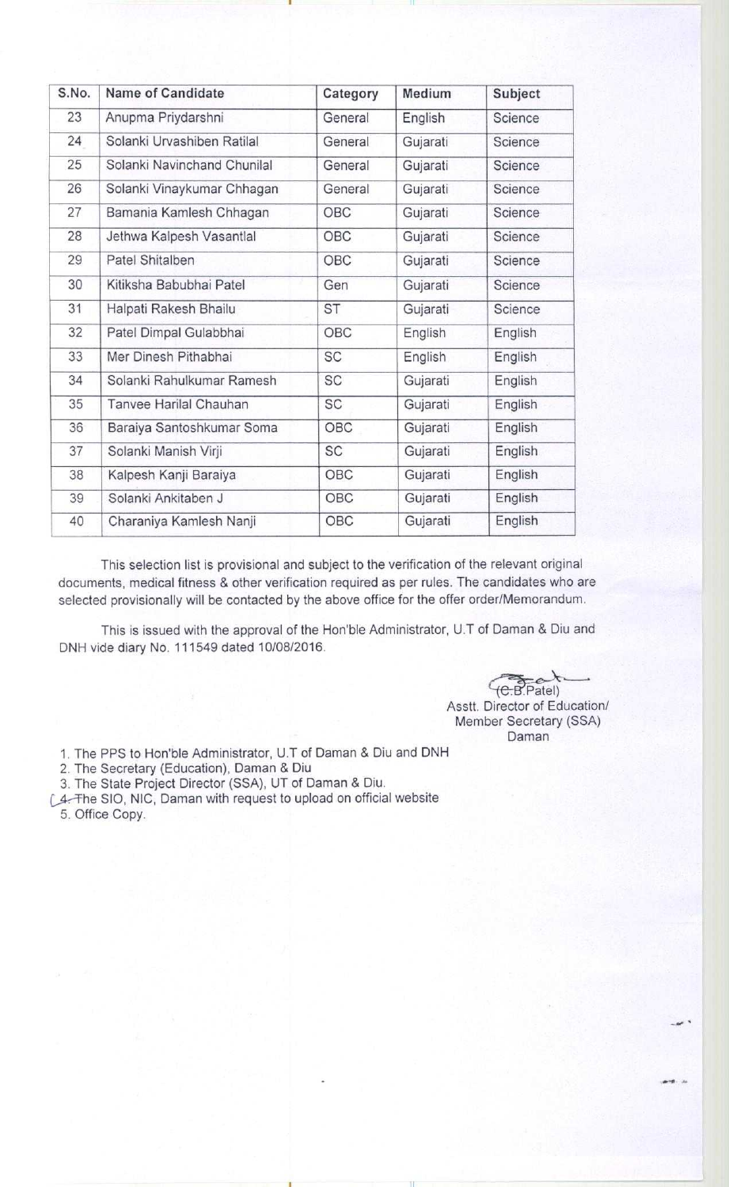| S.No. | Name of Candidate | Category | Medium | Subject |
|---|---|---|---|---|
| 23 | Anupma Priydarshni | General | English | Science |
| 24 | Solanki Urvashiben Ratilal | General | Gujarati | Science |
| 25 | Solanki Navinchand Chunilal | General | Gujarati | Science |
| 26 | Solanki Vinaykumar Chhagan | General | Gujarati | Science |
| 27 | Bamania Kamlesh Chhagan | OBC | Gujarati | Science |
| 28 | Jethwa Kalpesh Vasantlal | OBC | Gujarati | Science |
| 29 | Patel Shitalben | OBC | Gujarati | Science |
| 30 | Kitiksha Babubhai Patel | Gen | Gujarati | Science |
| 31 | Halpati Rakesh Bhailu | ST | Gujarati | Science |
| 32 | Patel Dimpal Gulabbhai | OBC | English | English |
| 33 | Mer Dinesh Pithabhai | SC | English | English |
| 34 | Solanki Rahulkumar Ramesh | SC | Gujarati | English |
| 35 | Tanvee Harilal Chauhan | SC | Gujarati | English |
| 36 | Baraiya Santoshkumar Soma | OBC | Gujarati | English |
| 37 | Solanki Manish Virji | SC | Gujarati | English |
| 38 | Kalpesh Kanji Baraiya | OBC | Gujarati | English |
| 39 | Solanki Ankitaben J | OBC | Gujarati | English |
| 40 | Charaniya Kamlesh Nanji | OBC | Gujarati | English |

This selection list is provisional and subject to the verification of the relevant original documents, medical fitness & other verification required as per rules. The candidates who are selected provisionally will be contacted by the above office for the offer order/Memorandum.

This is issued with the approval of the Hon'ble Administrator, U.T of Daman & Diu and DNH vide diary No. 111549 dated 10/08/2016.

(C.B.Patel)
Asstt. Director of Education/
Member Secretary (SSA)
Daman

1. The PPS to Hon'ble Administrator, U.T of Daman & Diu and DNH
2. The Secretary (Education), Daman & Diu
3. The State Project Director (SSA), UT of Daman & Diu.
4. The SIO, NIC, Daman with request to upload on official website
5. Office Copy.